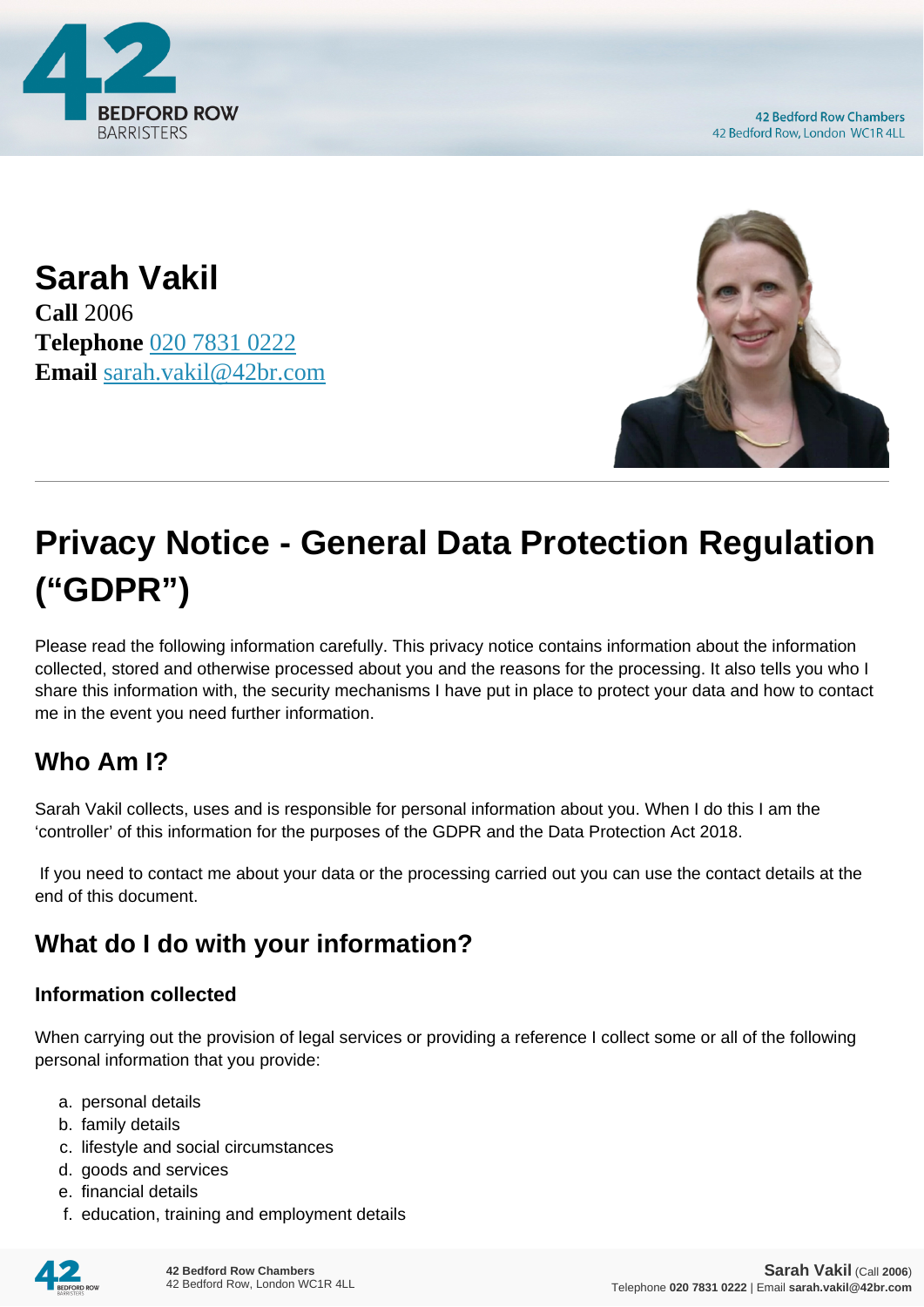# Sarah Vakil

**Call** 2006
**Telephone** 020 7831 0222
**Email** sarah.vakil@42br.com

# Privacy Notice - General Data Protection Regulation ("GDPR")

Please read the following information carefully. This privacy notice contains information about the information collected, stored and otherwise processed about you and the reasons for the processing. It also tells you who I share this information with, the security mechanisms I have put in place to protect your data and how to contact me in the event you need further information.

## Who Am I?

Sarah Vakil collects, uses and is responsible for personal information about you. When I do this I am the 'controller' of this information for the purposes of the GDPR and the Data Protection Act 2018.

If you need to contact me about your data or the processing carried out you can use the contact details at the end of this document.

## What do I do with your information?

### Information collected

When carrying out the provision of legal services or providing a reference I collect some or all of the following personal information that you provide:

a. personal details
b. family details
c. lifestyle and social circumstances
d. goods and services
e. financial details
f. education, training and employment details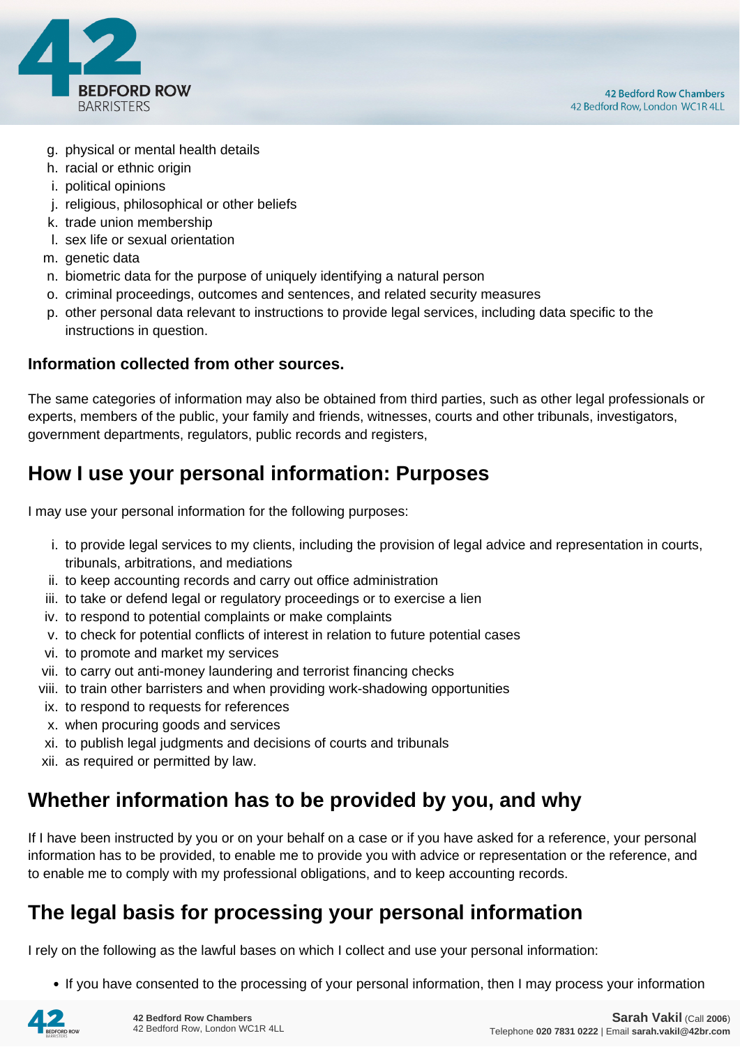g. physical or mental health details
h. racial or ethnic origin
i. political opinions
j. religious, philosophical or other beliefs
k. trade union membership
l. sex life or sexual orientation
m. genetic data
n. biometric data for the purpose of uniquely identifying a natural person
o. criminal proceedings, outcomes and sentences, and related security measures
p. other personal data relevant to instructions to provide legal services, including data specific to the instructions in question.

**Information collected from other sources.**

The same categories of information may also be obtained from third parties, such as other legal professionals or experts, members of the public, your family and friends, witnesses, courts and other tribunals, investigators, government departments, regulators, public records and registers,

## How I use your personal information: Purposes

I may use your personal information for the following purposes:

i. to provide legal services to my clients, including the provision of legal advice and representation in courts, tribunals, arbitrations, and mediations
ii. to keep accounting records and carry out office administration
iii. to take or defend legal or regulatory proceedings or to exercise a lien
iv. to respond to potential complaints or make complaints
v. to check for potential conflicts of interest in relation to future potential cases
vi. to promote and market my services
vii. to carry out anti-money laundering and terrorist financing checks
viii. to train other barristers and when providing work-shadowing opportunities
ix. to respond to requests for references
x. when procuring goods and services
xi. to publish legal judgments and decisions of courts and tribunals
xii. as required or permitted by law.

## Whether information has to be provided by you, and why

If I have been instructed by you or on your behalf on a case or if you have asked for a reference, your personal information has to be provided, to enable me to provide you with advice or representation or the reference, and to enable me to comply with my professional obligations, and to keep accounting records.

## The legal basis for processing your personal information

I rely on the following as the lawful bases on which I collect and use your personal information:

- If you have consented to the processing of your personal information, then I may process your information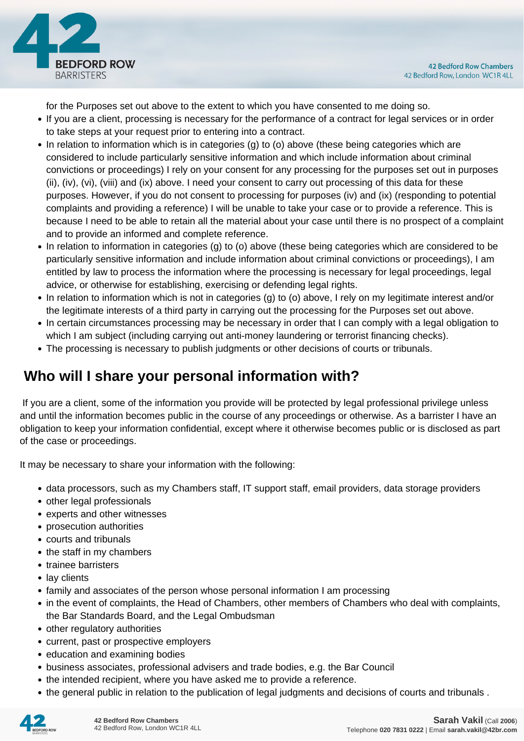for the Purposes set out above to the extent to which you have consented to me doing so.

- If you are a client, processing is necessary for the performance of a contract for legal services or in order to take steps at your request prior to entering into a contract.
- In relation to information which is in categories (g) to (o) above (these being categories which are considered to include particularly sensitive information and which include information about criminal convictions or proceedings) I rely on your consent for any processing for the purposes set out in purposes (ii), (iv), (vi), (viii) and (ix) above. I need your consent to carry out processing of this data for these purposes. However, if you do not consent to processing for purposes (iv) and (ix) (responding to potential complaints and providing a reference) I will be unable to take your case or to provide a reference. This is because I need to be able to retain all the material about your case until there is no prospect of a complaint and to provide an informed and complete reference.
- In relation to information in categories (g) to (o) above (these being categories which are considered to be particularly sensitive information and include information about criminal convictions or proceedings), I am entitled by law to process the information where the processing is necessary for legal proceedings, legal advice, or otherwise for establishing, exercising or defending legal rights.
- In relation to information which is not in categories (g) to (o) above, I rely on my legitimate interest and/or the legitimate interests of a third party in carrying out the processing for the Purposes set out above.
- In certain circumstances processing may be necessary in order that I can comply with a legal obligation to which I am subject (including carrying out anti-money laundering or terrorist financing checks).
- The processing is necessary to publish judgments or other decisions of courts or tribunals.

## Who will I share your personal information with?

If you are a client, some of the information you provide will be protected by legal professional privilege unless and until the information becomes public in the course of any proceedings or otherwise. As a barrister I have an obligation to keep your information confidential, except where it otherwise becomes public or is disclosed as part of the case or proceedings.

It may be necessary to share your information with the following:

- data processors, such as my Chambers staff, IT support staff, email providers, data storage providers
- other legal professionals
- experts and other witnesses
- prosecution authorities
- courts and tribunals
- the staff in my chambers
- trainee barristers
- lay clients
- family and associates of the person whose personal information I am processing
- in the event of complaints, the Head of Chambers, other members of Chambers who deal with complaints, the Bar Standards Board, and the Legal Ombudsman
- other regulatory authorities
- current, past or prospective employers
- education and examining bodies
- business associates, professional advisers and trade bodies, e.g. the Bar Council
- the intended recipient, where you have asked me to provide a reference.
- the general public in relation to the publication of legal judgments and decisions of courts and tribunals .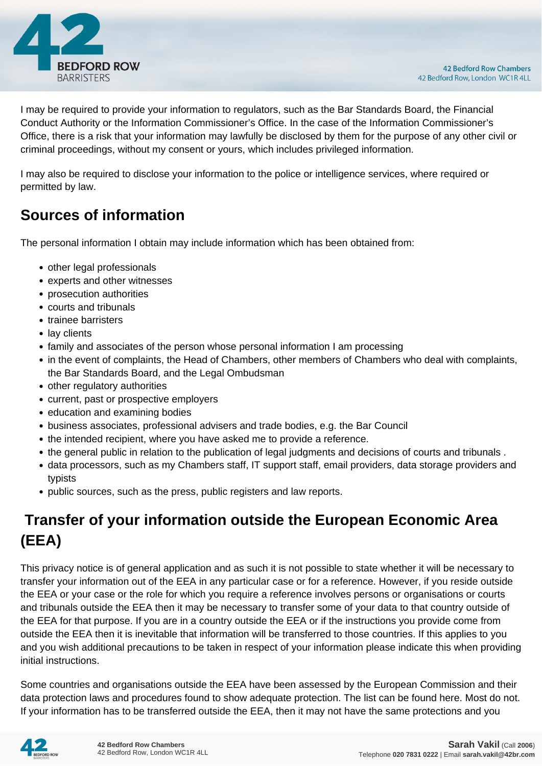I may be required to provide your information to regulators, such as the Bar Standards Board, the Financial Conduct Authority or the Information Commissioner's Office. In the case of the Information Commissioner's Office, there is a risk that your information may lawfully be disclosed by them for the purpose of any other civil or criminal proceedings, without my consent or yours, which includes privileged information.

I may also be required to disclose your information to the police or intelligence services, where required or permitted by law.

## Sources of information

The personal information I obtain may include information which has been obtained from:

- other legal professionals
- experts and other witnesses
- prosecution authorities
- courts and tribunals
- trainee barristers
- lay clients
- family and associates of the person whose personal information I am processing
- in the event of complaints, the Head of Chambers, other members of Chambers who deal with complaints, the Bar Standards Board, and the Legal Ombudsman
- other regulatory authorities
- current, past or prospective employers
- education and examining bodies
- business associates, professional advisers and trade bodies, e.g. the Bar Council
- the intended recipient, where you have asked me to provide a reference.
- the general public in relation to the publication of legal judgments and decisions of courts and tribunals .
- data processors, such as my Chambers staff, IT support staff, email providers, data storage providers and typists
- public sources, such as the press, public registers and law reports.

## Transfer of your information outside the European Economic Area (EEA)

This privacy notice is of general application and as such it is not possible to state whether it will be necessary to transfer your information out of the EEA in any particular case or for a reference. However, if you reside outside the EEA or your case or the role for which you require a reference involves persons or organisations or courts and tribunals outside the EEA then it may be necessary to transfer some of your data to that country outside of the EEA for that purpose. If you are in a country outside the EEA or if the instructions you provide come from outside the EEA then it is inevitable that information will be transferred to those countries. If this applies to you and you wish additional precautions to be taken in respect of your information please indicate this when providing initial instructions.

Some countries and organisations outside the EEA have been assessed by the European Commission and their data protection laws and procedures found to show adequate protection. The list can be found here. Most do not. If your information has to be transferred outside the EEA, then it may not have the same protections and you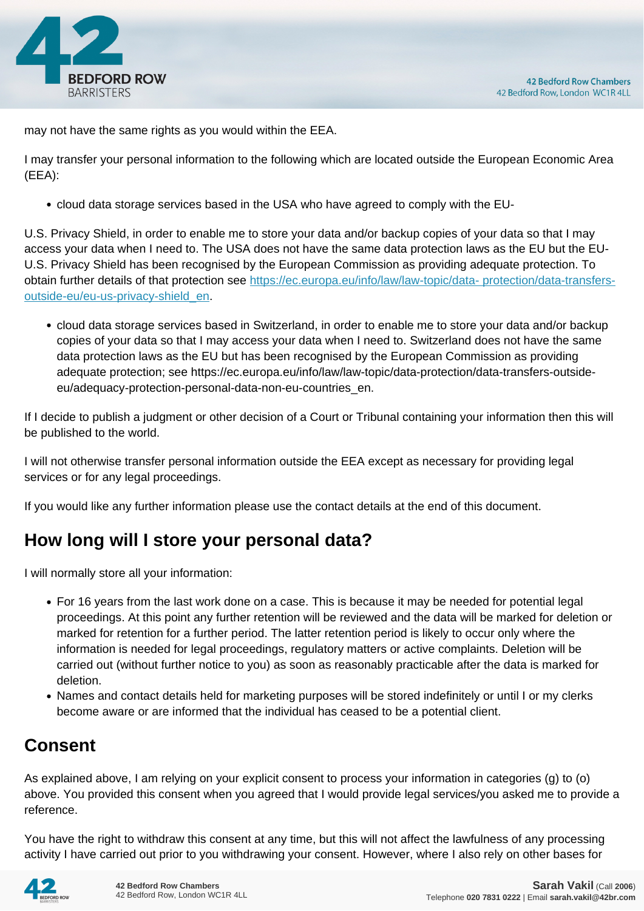may not have the same rights as you would within the EEA.

I may transfer your personal information to the following which are located outside the European Economic Area (EEA):

- cloud data storage services based in the USA who have agreed to comply with the EU-

U.S. Privacy Shield, in order to enable me to store your data and/or backup copies of your data so that I may access your data when I need to. The USA does not have the same data protection laws as the EU but the EU-U.S. Privacy Shield has been recognised by the European Commission as providing adequate protection. To obtain further details of that protection see [https://ec.europa.eu/info/law/law-topic/data- protection/data-transfers-outside-eu/eu-us-privacy-shield_en](https://ec.europa.eu/info/law/law-topic/data-protection/data-transfers-outside-eu/eu-us-privacy-shield_en).

- cloud data storage services based in Switzerland, in order to enable me to store your data and/or backup copies of your data so that I may access your data when I need to. Switzerland does not have the same data protection laws as the EU but has been recognised by the European Commission as providing adequate protection; see https://ec.europa.eu/info/law/law-topic/data-protection/data-transfers-outside-eu/adequacy-protection-personal-data-non-eu-countries_en.

If I decide to publish a judgment or other decision of a Court or Tribunal containing your information then this will be published to the world.

I will not otherwise transfer personal information outside the EEA except as necessary for providing legal services or for any legal proceedings.

If you would like any further information please use the contact details at the end of this document.

## How long will I store your personal data?

I will normally store all your information:

- For 16 years from the last work done on a case. This is because it may be needed for potential legal proceedings. At this point any further retention will be reviewed and the data will be marked for deletion or marked for retention for a further period. The latter retention period is likely to occur only where the information is needed for legal proceedings, regulatory matters or active complaints. Deletion will be carried out (without further notice to you) as soon as reasonably practicable after the data is marked for deletion.
- Names and contact details held for marketing purposes will be stored indefinitely or until I or my clerks become aware or are informed that the individual has ceased to be a potential client.

## Consent

As explained above, I am relying on your explicit consent to process your information in categories (g) to (o) above. You provided this consent when you agreed that I would provide legal services/you asked me to provide a reference.

You have the right to withdraw this consent at any time, but this will not affect the lawfulness of any processing activity I have carried out prior to you withdrawing your consent. However, where I also rely on other bases for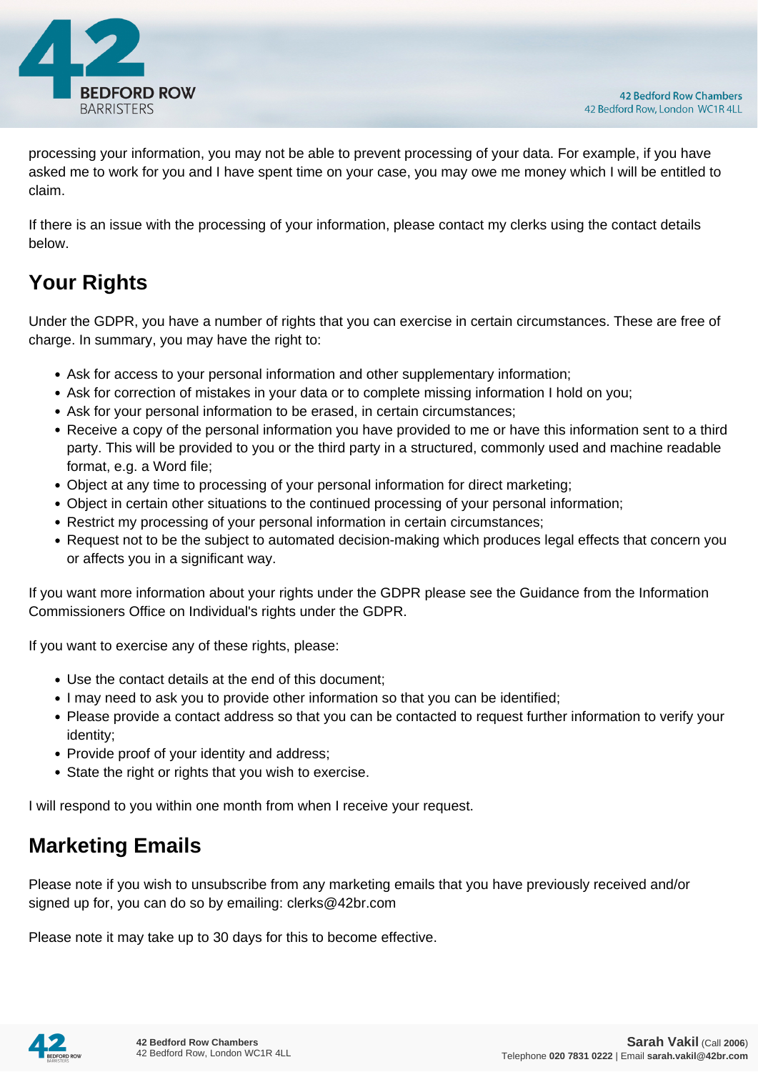processing your information, you may not be able to prevent processing of your data. For example, if you have asked me to work for you and I have spent time on your case, you may owe me money which I will be entitled to claim.

If there is an issue with the processing of your information, please contact my clerks using the contact details below.

## Your Rights

Under the GDPR, you have a number of rights that you can exercise in certain circumstances. These are free of charge. In summary, you may have the right to:

- Ask for access to your personal information and other supplementary information;
- Ask for correction of mistakes in your data or to complete missing information I hold on you;
- Ask for your personal information to be erased, in certain circumstances;
- Receive a copy of the personal information you have provided to me or have this information sent to a third party. This will be provided to you or the third party in a structured, commonly used and machine readable format, e.g. a Word file;
- Object at any time to processing of your personal information for direct marketing;
- Object in certain other situations to the continued processing of your personal information;
- Restrict my processing of your personal information in certain circumstances;
- Request not to be the subject to automated decision-making which produces legal effects that concern you or affects you in a significant way.

If you want more information about your rights under the GDPR please see the Guidance from the Information Commissioners Office on Individual's rights under the GDPR.

If you want to exercise any of these rights, please:

- Use the contact details at the end of this document;
- I may need to ask you to provide other information so that you can be identified;
- Please provide a contact address so that you can be contacted to request further information to verify your identity;
- Provide proof of your identity and address;
- State the right or rights that you wish to exercise.

I will respond to you within one month from when I receive your request.

## Marketing Emails

Please note if you wish to unsubscribe from any marketing emails that you have previously received and/or signed up for, you can do so by emailing: clerks@42br.com

Please note it may take up to 30 days for this to become effective.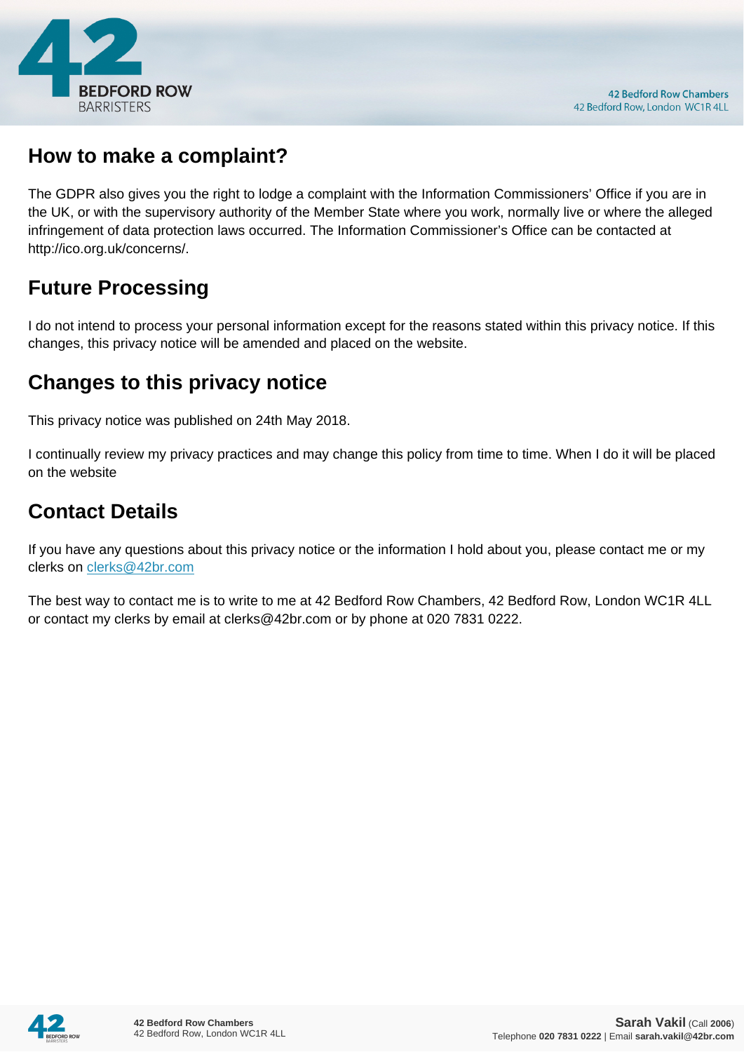## How to make a complaint?

The GDPR also gives you the right to lodge a complaint with the Information Commissioners' Office if you are in the UK, or with the supervisory authority of the Member State where you work, normally live or where the alleged infringement of data protection laws occurred. The Information Commissioner's Office can be contacted at http://ico.org.uk/concerns/.

## Future Processing

I do not intend to process your personal information except for the reasons stated within this privacy notice. If this changes, this privacy notice will be amended and placed on the website.

## Changes to this privacy notice

This privacy notice was published on 24th May 2018.

I continually review my privacy practices and may change this policy from time to time. When I do it will be placed on the website

## Contact Details

If you have any questions about this privacy notice or the information I hold about you, please contact me or my clerks on clerks@42br.com

The best way to contact me is to write to me at 42 Bedford Row Chambers, 42 Bedford Row, London WC1R 4LL or contact my clerks by email at clerks@42br.com or by phone at 020 7831 0222.